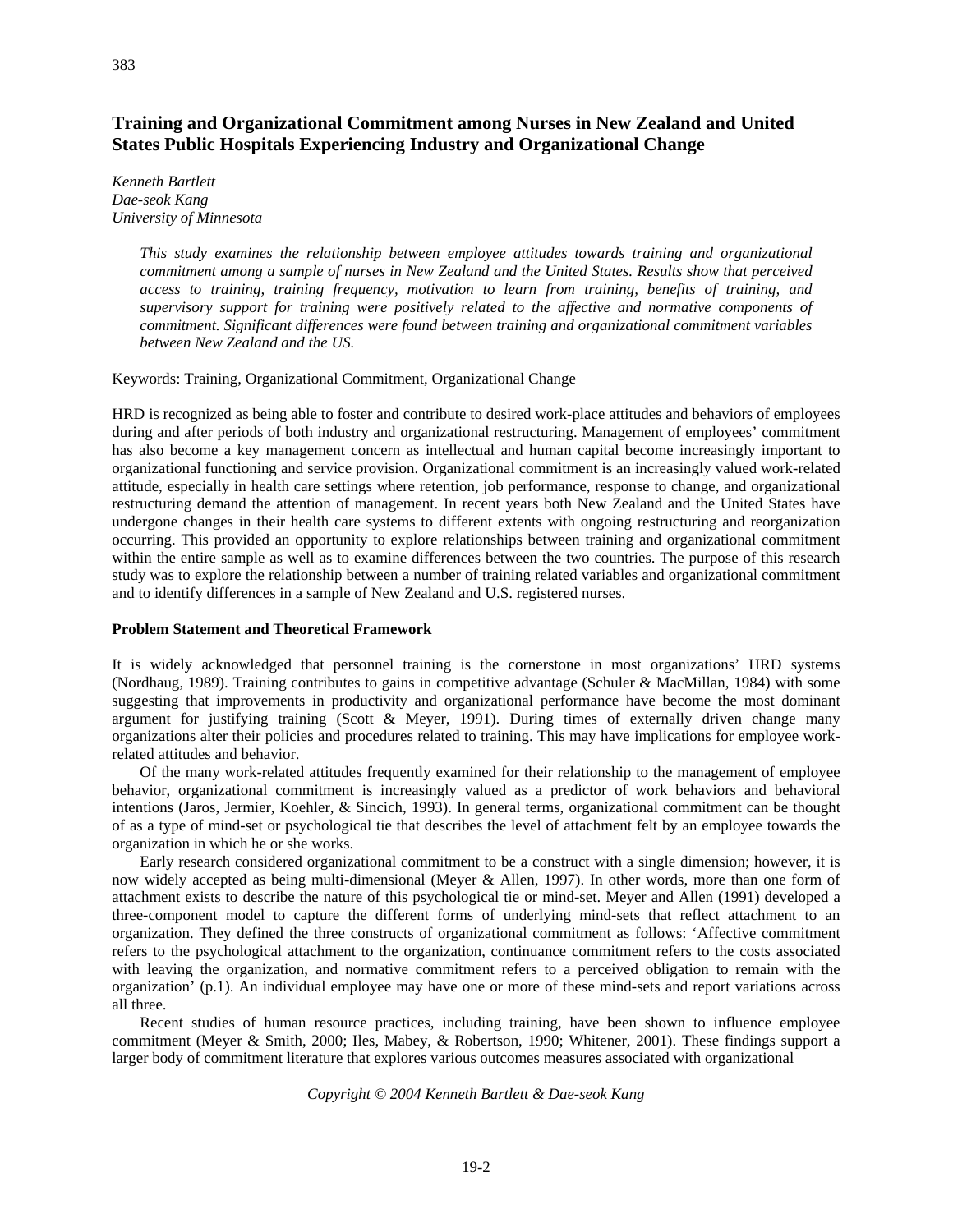# Training and Organizational Commitment among Nurses in New Zealand and United States Public Hospitals Experiencing Industry and Organizational Change

*Kenneth Bartlett*
*Dae-seok Kang*
*University of Minnesota*

*This study examines the relationship between employee attitudes towards training and organizational commitment among a sample of nurses in New Zealand and the United States. Results show that perceived access to training, training frequency, motivation to learn from training, benefits of training, and supervisory support for training were positively related to the affective and normative components of commitment. Significant differences were found between training and organizational commitment variables between New Zealand and the US.*

Keywords: Training, Organizational Commitment, Organizational Change

HRD is recognized as being able to foster and contribute to desired work-place attitudes and behaviors of employees during and after periods of both industry and organizational restructuring. Management of employees' commitment has also become a key management concern as intellectual and human capital become increasingly important to organizational functioning and service provision. Organizational commitment is an increasingly valued work-related attitude, especially in health care settings where retention, job performance, response to change, and organizational restructuring demand the attention of management. In recent years both New Zealand and the United States have undergone changes in their health care systems to different extents with ongoing restructuring and reorganization occurring. This provided an opportunity to explore relationships between training and organizational commitment within the entire sample as well as to examine differences between the two countries. The purpose of this research study was to explore the relationship between a number of training related variables and organizational commitment and to identify differences in a sample of New Zealand and U.S. registered nurses.

## Problem Statement and Theoretical Framework

It is widely acknowledged that personnel training is the cornerstone in most organizations' HRD systems (Nordhaug, 1989). Training contributes to gains in competitive advantage (Schuler & MacMillan, 1984) with some suggesting that improvements in productivity and organizational performance have become the most dominant argument for justifying training (Scott & Meyer, 1991). During times of externally driven change many organizations alter their policies and procedures related to training. This may have implications for employee work-related attitudes and behavior.

Of the many work-related attitudes frequently examined for their relationship to the management of employee behavior, organizational commitment is increasingly valued as a predictor of work behaviors and behavioral intentions (Jaros, Jermier, Koehler, & Sincich, 1993). In general terms, organizational commitment can be thought of as a type of mind-set or psychological tie that describes the level of attachment felt by an employee towards the organization in which he or she works.

Early research considered organizational commitment to be a construct with a single dimension; however, it is now widely accepted as being multi-dimensional (Meyer & Allen, 1997). In other words, more than one form of attachment exists to describe the nature of this psychological tie or mind-set. Meyer and Allen (1991) developed a three-component model to capture the different forms of underlying mind-sets that reflect attachment to an organization. They defined the three constructs of organizational commitment as follows: 'Affective commitment refers to the psychological attachment to the organization, continuance commitment refers to the costs associated with leaving the organization, and normative commitment refers to a perceived obligation to remain with the organization' (p.1). An individual employee may have one or more of these mind-sets and report variations across all three.

Recent studies of human resource practices, including training, have been shown to influence employee commitment (Meyer & Smith, 2000; Iles, Mabey, & Robertson, 1990; Whitener, 2001). These findings support a larger body of commitment literature that explores various outcomes measures associated with organizational

*Copyright © 2004 Kenneth Bartlett & Dae-seok Kang*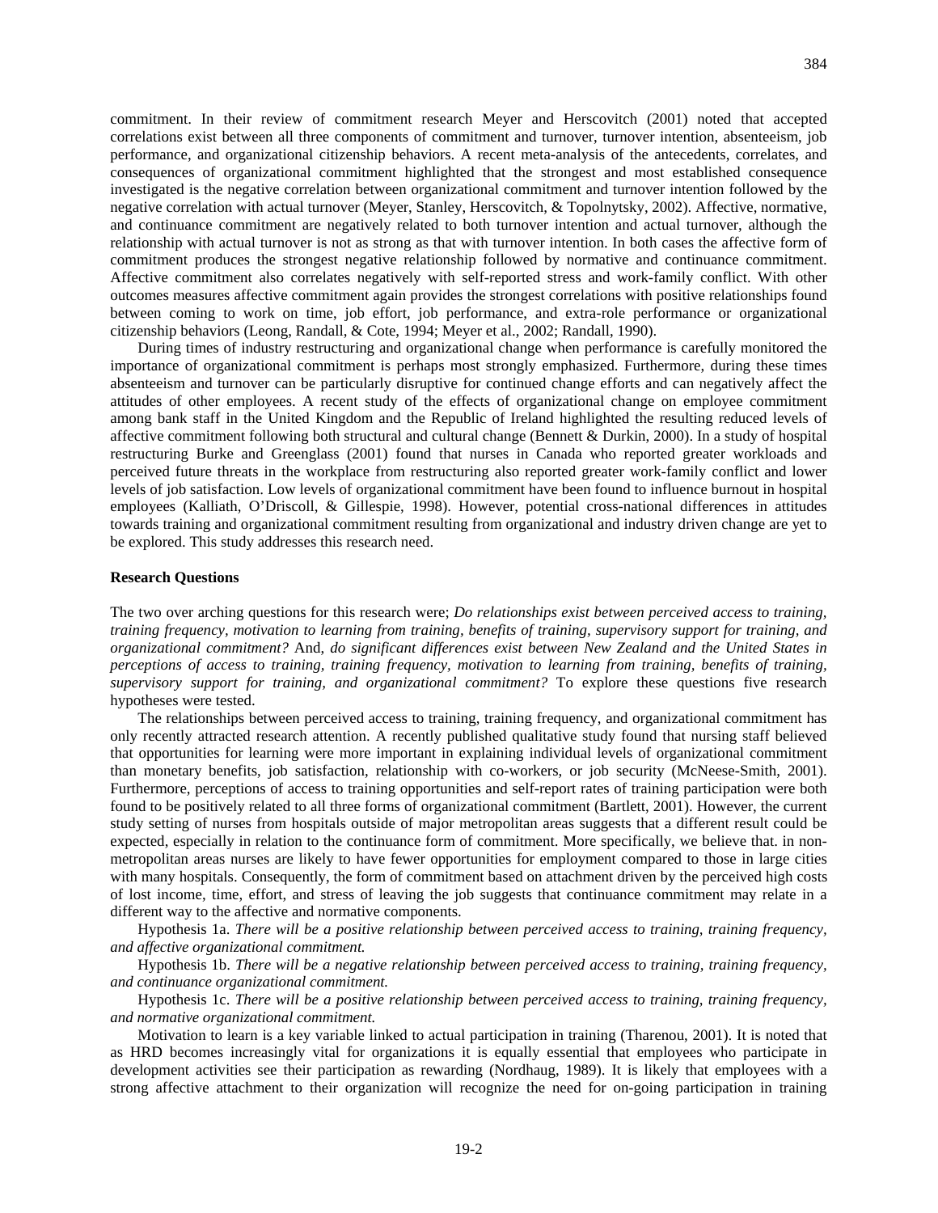commitment. In their review of commitment research Meyer and Herscovitch (2001) noted that accepted correlations exist between all three components of commitment and turnover, turnover intention, absenteeism, job performance, and organizational citizenship behaviors. A recent meta-analysis of the antecedents, correlates, and consequences of organizational commitment highlighted that the strongest and most established consequence investigated is the negative correlation between organizational commitment and turnover intention followed by the negative correlation with actual turnover (Meyer, Stanley, Herscovitch, & Topolnytsky, 2002). Affective, normative, and continuance commitment are negatively related to both turnover intention and actual turnover, although the relationship with actual turnover is not as strong as that with turnover intention. In both cases the affective form of commitment produces the strongest negative relationship followed by normative and continuance commitment. Affective commitment also correlates negatively with self-reported stress and work-family conflict. With other outcomes measures affective commitment again provides the strongest correlations with positive relationships found between coming to work on time, job effort, job performance, and extra-role performance or organizational citizenship behaviors (Leong, Randall, & Cote, 1994; Meyer et al., 2002; Randall, 1990).

During times of industry restructuring and organizational change when performance is carefully monitored the importance of organizational commitment is perhaps most strongly emphasized. Furthermore, during these times absenteeism and turnover can be particularly disruptive for continued change efforts and can negatively affect the attitudes of other employees. A recent study of the effects of organizational change on employee commitment among bank staff in the United Kingdom and the Republic of Ireland highlighted the resulting reduced levels of affective commitment following both structural and cultural change (Bennett & Durkin, 2000). In a study of hospital restructuring Burke and Greenglass (2001) found that nurses in Canada who reported greater workloads and perceived future threats in the workplace from restructuring also reported greater work-family conflict and lower levels of job satisfaction. Low levels of organizational commitment have been found to influence burnout in hospital employees (Kalliath, O'Driscoll, & Gillespie, 1998). However, potential cross-national differences in attitudes towards training and organizational commitment resulting from organizational and industry driven change are yet to be explored. This study addresses this research need.

**Research Questions**

The two over arching questions for this research were; *Do relationships exist between perceived access to training, training frequency, motivation to learning from training, benefits of training, supervisory support for training, and organizational commitment?* And, *do significant differences exist between New Zealand and the United States in perceptions of access to training, training frequency, motivation to learning from training, benefits of training, supervisory support for training, and organizational commitment?* To explore these questions five research hypotheses were tested.

The relationships between perceived access to training, training frequency, and organizational commitment has only recently attracted research attention. A recently published qualitative study found that nursing staff believed that opportunities for learning were more important in explaining individual levels of organizational commitment than monetary benefits, job satisfaction, relationship with co-workers, or job security (McNeese-Smith, 2001). Furthermore, perceptions of access to training opportunities and self-report rates of training participation were both found to be positively related to all three forms of organizational commitment (Bartlett, 2001). However, the current study setting of nurses from hospitals outside of major metropolitan areas suggests that a different result could be expected, especially in relation to the continuance form of commitment. More specifically, we believe that. in non-metropolitan areas nurses are likely to have fewer opportunities for employment compared to those in large cities with many hospitals. Consequently, the form of commitment based on attachment driven by the perceived high costs of lost income, time, effort, and stress of leaving the job suggests that continuance commitment may relate in a different way to the affective and normative components.

Hypothesis 1a. *There will be a positive relationship between perceived access to training, training frequency, and affective organizational commitment.*

Hypothesis 1b. *There will be a negative relationship between perceived access to training, training frequency, and continuance organizational commitment.*

Hypothesis 1c. *There will be a positive relationship between perceived access to training, training frequency, and normative organizational commitment.*

Motivation to learn is a key variable linked to actual participation in training (Tharenou, 2001). It is noted that as HRD becomes increasingly vital for organizations it is equally essential that employees who participate in development activities see their participation as rewarding (Nordhaug, 1989). It is likely that employees with a strong affective attachment to their organization will recognize the need for on-going participation in training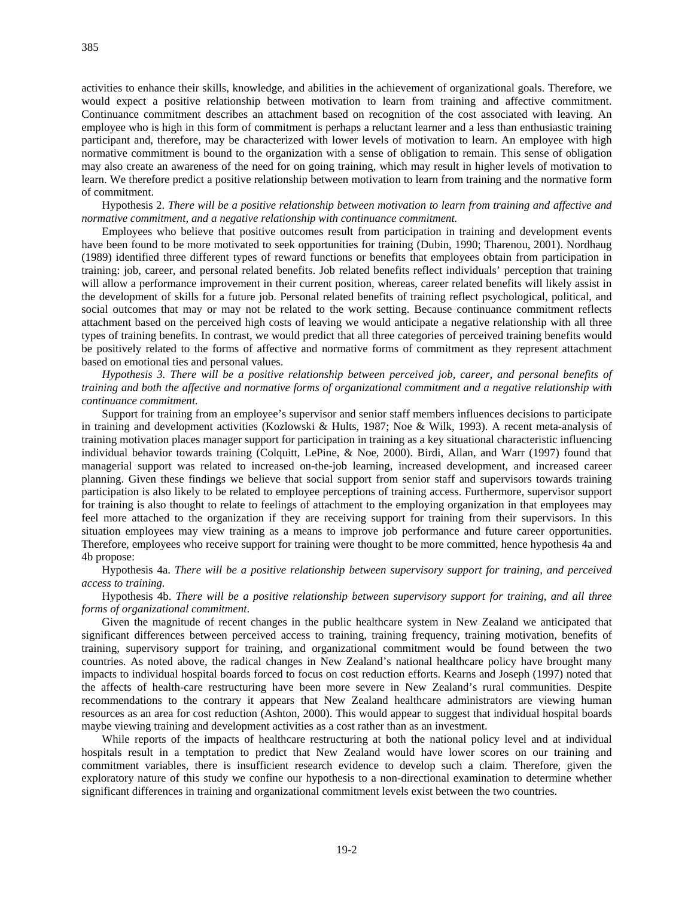activities to enhance their skills, knowledge, and abilities in the achievement of organizational goals. Therefore, we would expect a positive relationship between motivation to learn from training and affective commitment. Continuance commitment describes an attachment based on recognition of the cost associated with leaving. An employee who is high in this form of commitment is perhaps a reluctant learner and a less than enthusiastic training participant and, therefore, may be characterized with lower levels of motivation to learn. An employee with high normative commitment is bound to the organization with a sense of obligation to remain. This sense of obligation may also create an awareness of the need for on going training, which may result in higher levels of motivation to learn. We therefore predict a positive relationship between motivation to learn from training and the normative form of commitment.

Hypothesis 2. *There will be a positive relationship between motivation to learn from training and affective and normative commitment, and a negative relationship with continuance commitment.*

Employees who believe that positive outcomes result from participation in training and development events have been found to be more motivated to seek opportunities for training (Dubin, 1990; Tharenou, 2001). Nordhaug (1989) identified three different types of reward functions or benefits that employees obtain from participation in training: job, career, and personal related benefits. Job related benefits reflect individuals' perception that training will allow a performance improvement in their current position, whereas, career related benefits will likely assist in the development of skills for a future job. Personal related benefits of training reflect psychological, political, and social outcomes that may or may not be related to the work setting. Because continuance commitment reflects attachment based on the perceived high costs of leaving we would anticipate a negative relationship with all three types of training benefits. In contrast, we would predict that all three categories of perceived training benefits would be positively related to the forms of affective and normative forms of commitment as they represent attachment based on emotional ties and personal values.

*Hypothesis 3. There will be a positive relationship between perceived job, career, and personal benefits of training and both the affective and normative forms of organizational commitment and a negative relationship with continuance commitment.*

Support for training from an employee's supervisor and senior staff members influences decisions to participate in training and development activities (Kozlowski & Hults, 1987; Noe & Wilk, 1993). A recent meta-analysis of training motivation places manager support for participation in training as a key situational characteristic influencing individual behavior towards training (Colquitt, LePine, & Noe, 2000). Birdi, Allan, and Warr (1997) found that managerial support was related to increased on-the-job learning, increased development, and increased career planning. Given these findings we believe that social support from senior staff and supervisors towards training participation is also likely to be related to employee perceptions of training access. Furthermore, supervisor support for training is also thought to relate to feelings of attachment to the employing organization in that employees may feel more attached to the organization if they are receiving support for training from their supervisors. In this situation employees may view training as a means to improve job performance and future career opportunities. Therefore, employees who receive support for training were thought to be more committed, hence hypothesis 4a and 4b propose:

Hypothesis 4a. *There will be a positive relationship between supervisory support for training, and perceived access to training.*

Hypothesis 4b. *There will be a positive relationship between supervisory support for training, and all three forms of organizational commitment*.

Given the magnitude of recent changes in the public healthcare system in New Zealand we anticipated that significant differences between perceived access to training, training frequency, training motivation, benefits of training, supervisory support for training, and organizational commitment would be found between the two countries. As noted above, the radical changes in New Zealand's national healthcare policy have brought many impacts to individual hospital boards forced to focus on cost reduction efforts. Kearns and Joseph (1997) noted that the affects of health-care restructuring have been more severe in New Zealand's rural communities. Despite recommendations to the contrary it appears that New Zealand healthcare administrators are viewing human resources as an area for cost reduction (Ashton, 2000). This would appear to suggest that individual hospital boards maybe viewing training and development activities as a cost rather than as an investment.

While reports of the impacts of healthcare restructuring at both the national policy level and at individual hospitals result in a temptation to predict that New Zealand would have lower scores on our training and commitment variables, there is insufficient research evidence to develop such a claim. Therefore, given the exploratory nature of this study we confine our hypothesis to a non-directional examination to determine whether significant differences in training and organizational commitment levels exist between the two countries.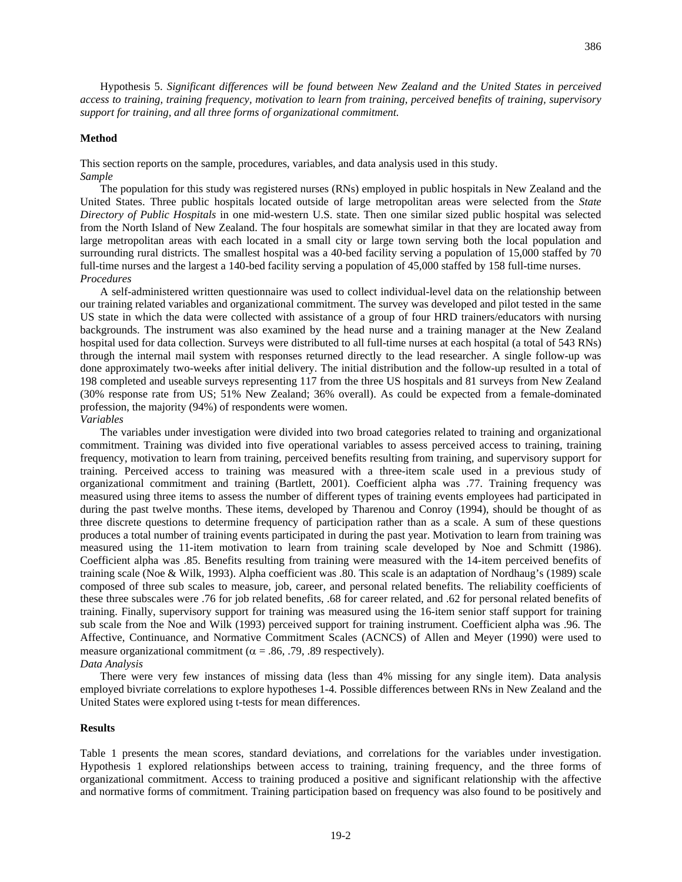Hypothesis 5. *Significant differences will be found between New Zealand and the United States in perceived access to training, training frequency, motivation to learn from training, perceived benefits of training, supervisory support for training, and all three forms of organizational commitment.*

## Method

This section reports on the sample, procedures, variables, and data analysis used in this study.

### *Sample*

The population for this study was registered nurses (RNs) employed in public hospitals in New Zealand and the United States. Three public hospitals located outside of large metropolitan areas were selected from the *State Directory of Public Hospitals* in one mid-western U.S. state. Then one similar sized public hospital was selected from the North Island of New Zealand. The four hospitals are somewhat similar in that they are located away from large metropolitan areas with each located in a small city or large town serving both the local population and surrounding rural districts. The smallest hospital was a 40-bed facility serving a population of 15,000 staffed by 70 full-time nurses and the largest a 140-bed facility serving a population of 45,000 staffed by 158 full-time nurses.

### *Procedures*

A self-administered written questionnaire was used to collect individual-level data on the relationship between our training related variables and organizational commitment. The survey was developed and pilot tested in the same US state in which the data were collected with assistance of a group of four HRD trainers/educators with nursing backgrounds. The instrument was also examined by the head nurse and a training manager at the New Zealand hospital used for data collection. Surveys were distributed to all full-time nurses at each hospital (a total of 543 RNs) through the internal mail system with responses returned directly to the lead researcher. A single follow-up was done approximately two-weeks after initial delivery. The initial distribution and the follow-up resulted in a total of 198 completed and useable surveys representing 117 from the three US hospitals and 81 surveys from New Zealand (30% response rate from US; 51% New Zealand; 36% overall). As could be expected from a female-dominated profession, the majority (94%) of respondents were women.

### *Variables*

The variables under investigation were divided into two broad categories related to training and organizational commitment. Training was divided into five operational variables to assess perceived access to training, training frequency, motivation to learn from training, perceived benefits resulting from training, and supervisory support for training. Perceived access to training was measured with a three-item scale used in a previous study of organizational commitment and training (Bartlett, 2001). Coefficient alpha was .77. Training frequency was measured using three items to assess the number of different types of training events employees had participated in during the past twelve months. These items, developed by Tharenou and Conroy (1994), should be thought of as three discrete questions to determine frequency of participation rather than as a scale. A sum of these questions produces a total number of training events participated in during the past year. Motivation to learn from training was measured using the 11-item motivation to learn from training scale developed by Noe and Schmitt (1986). Coefficient alpha was .85. Benefits resulting from training were measured with the 14-item perceived benefits of training scale (Noe & Wilk, 1993). Alpha coefficient was .80. This scale is an adaptation of Nordhaug's (1989) scale composed of three sub scales to measure, job, career, and personal related benefits. The reliability coefficients of these three subscales were .76 for job related benefits, .68 for career related, and .62 for personal related benefits of training. Finally, supervisory support for training was measured using the 16-item senior staff support for training sub scale from the Noe and Wilk (1993) perceived support for training instrument. Coefficient alpha was .96. The Affective, Continuance, and Normative Commitment Scales (ACNCS) of Allen and Meyer (1990) were used to measure organizational commitment ($\alpha$ = .86, .79, .89 respectively).

### *Data Analysis*

There were very few instances of missing data (less than 4% missing for any single item). Data analysis employed bivriate correlations to explore hypotheses 1-4. Possible differences between RNs in New Zealand and the United States were explored using t-tests for mean differences.

## Results

Table 1 presents the mean scores, standard deviations, and correlations for the variables under investigation. Hypothesis 1 explored relationships between access to training, training frequency, and the three forms of organizational commitment. Access to training produced a positive and significant relationship with the affective and normative forms of commitment. Training participation based on frequency was also found to be positively and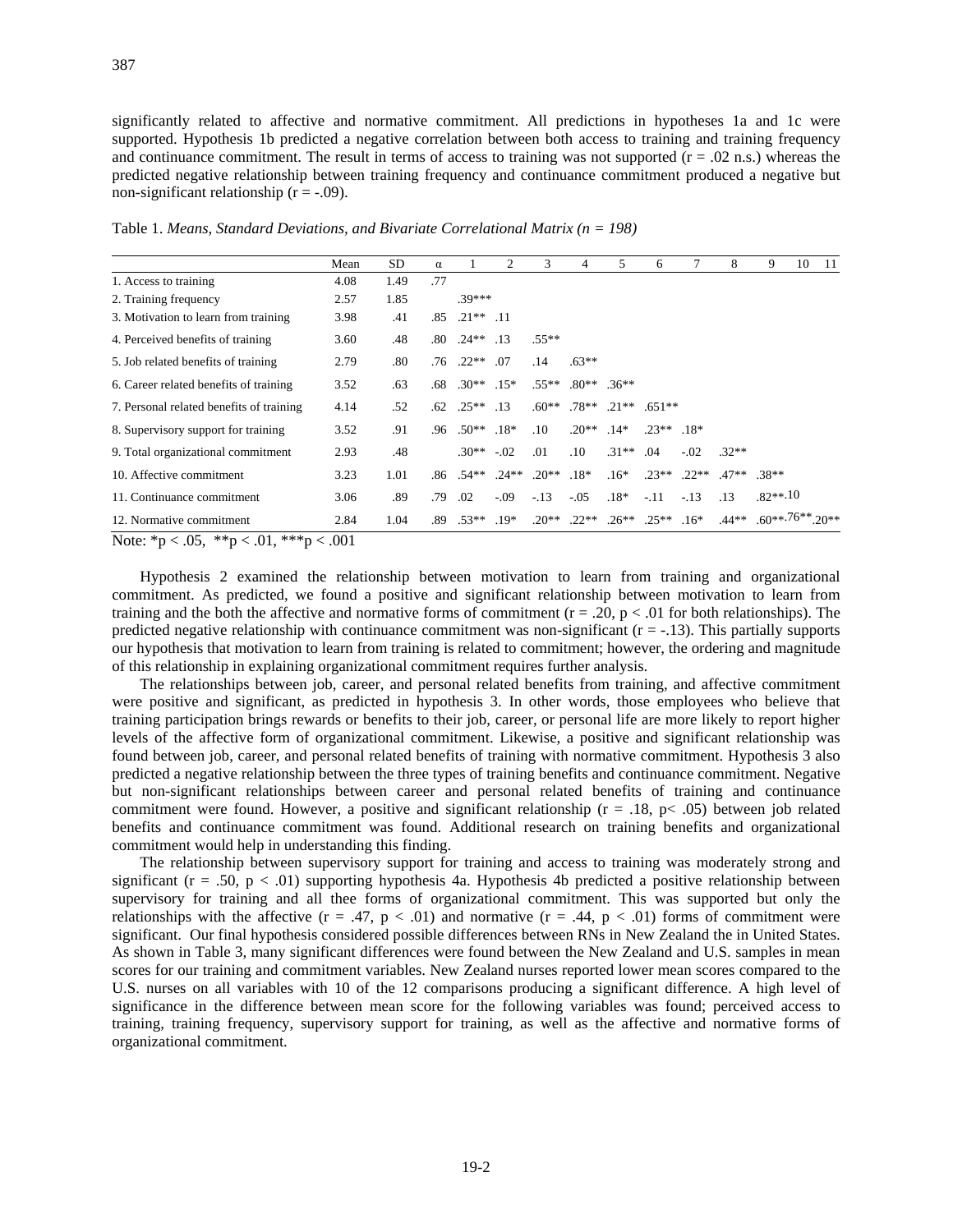significantly related to affective and normative commitment. All predictions in hypotheses 1a and 1c were supported. Hypothesis 1b predicted a negative correlation between both access to training and training frequency and continuance commitment. The result in terms of access to training was not supported (r = .02 n.s.) whereas the predicted negative relationship between training frequency and continuance commitment produced a negative but non-significant relationship (r = -.09).

Table 1. *Means, Standard Deviations, and Bivariate Correlational Matrix (n = 198)*

| | Mean | SD | α | 1 | 2 | 3 | 4 | 5 | 6 | 7 | 8 | 9 | 10 | 11 |
|---|---|---|---|---|---|---|---|---|---|---|---|---|---|---|
| 1. Access to training | 4.08 | 1.49 | .77 | | | | | | | | | | | |
| 2. Training frequency | 2.57 | 1.85 | | .39*** | | | | | | | | | | |
| 3. Motivation to learn from training | 3.98 | .41 | .85 | .21** | .11 | | | | | | | | | |
| 4. Perceived benefits of training | 3.60 | .48 | .80 | .24** | .13 | .55** | | | | | | | | |
| 5. Job related benefits of training | 2.79 | .80 | .76 | .22** | .07 | .14 | .63** | | | | | | | |
| 6. Career related benefits of training | 3.52 | .63 | .68 | .30** | .15* | .55** | .80** | .36** | | | | | | |
| 7. Personal related benefits of training | 4.14 | .52 | .62 | .25** | .13 | .60** | .78** | .21** | .651** | | | | | |
| 8. Supervisory support for training | 3.52 | .91 | .96 | .50** | .18* | .10 | .20** | .14* | .23** | .18* | | | | |
| 9. Total organizational commitment | 2.93 | .48 | | .30** | -.02 | .01 | .10 | .31** | .04 | -.02 | .32** | | | |
| 10. Affective commitment | 3.23 | 1.01 | .86 | .54** | .24** | .20** | .18* | .16* | .23** | .22** | .47** | .38** | | |
| 11. Continuance commitment | 3.06 | .89 | .79 | .02 | -.09 | -.13 | -.05 | .18* | -.11 | -.13 | .13 | .82** | .10 | |
| 12. Normative commitment | 2.84 | 1.04 | .89 | .53** | .19* | .20** | .22** | .26** | .25** | .16* | .44** | .60** | .76** | .20** |

Note: *p < .05, **p < .01, ***p < .001

Hypothesis 2 examined the relationship between motivation to learn from training and organizational commitment. As predicted, we found a positive and significant relationship between motivation to learn from training and the both the affective and normative forms of commitment (r = .20, p < .01 for both relationships). The predicted negative relationship with continuance commitment was non-significant (r = -.13). This partially supports our hypothesis that motivation to learn from training is related to commitment; however, the ordering and magnitude of this relationship in explaining organizational commitment requires further analysis.

The relationships between job, career, and personal related benefits from training, and affective commitment were positive and significant, as predicted in hypothesis 3. In other words, those employees who believe that training participation brings rewards or benefits to their job, career, or personal life are more likely to report higher levels of the affective form of organizational commitment. Likewise, a positive and significant relationship was found between job, career, and personal related benefits of training with normative commitment. Hypothesis 3 also predicted a negative relationship between the three types of training benefits and continuance commitment. Negative but non-significant relationships between career and personal related benefits of training and continuance commitment were found. However, a positive and significant relationship (r = .18, p< .05) between job related benefits and continuance commitment was found. Additional research on training benefits and organizational commitment would help in understanding this finding.

The relationship between supervisory support for training and access to training was moderately strong and significant (r = .50, p < .01) supporting hypothesis 4a. Hypothesis 4b predicted a positive relationship between supervisory for training and all thee forms of organizational commitment. This was supported but only the relationships with the affective (r = .47, p < .01) and normative (r = .44, p < .01) forms of commitment were significant. Our final hypothesis considered possible differences between RNs in New Zealand the in United States. As shown in Table 3, many significant differences were found between the New Zealand and U.S. samples in mean scores for our training and commitment variables. New Zealand nurses reported lower mean scores compared to the U.S. nurses on all variables with 10 of the 12 comparisons producing a significant difference. A high level of significance in the difference between mean score for the following variables was found; perceived access to training, training frequency, supervisory support for training, as well as the affective and normative forms of organizational commitment.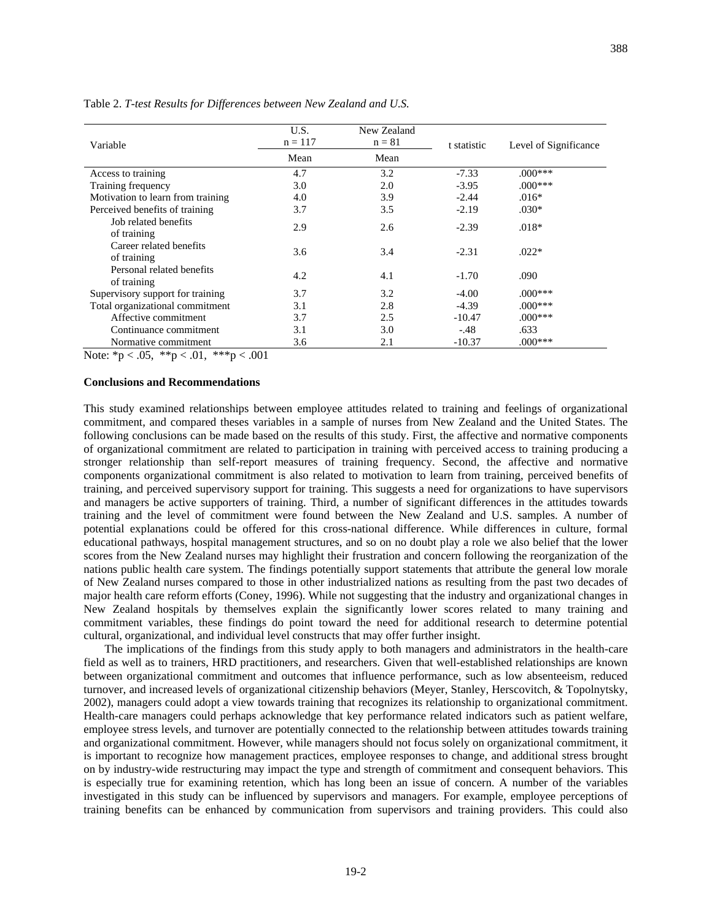Table 2. *T-test Results for Differences between New Zealand and U.S.*

| Variable | U.S. n = 117 Mean | New Zealand n = 81 Mean | t statistic | Level of Significance |
|---|---|---|---|---|
| Access to training | 4.7 | 3.2 | -7.33 | .000*** |
| Training frequency | 3.0 | 2.0 | -3.95 | .000*** |
| Motivation to learn from training | 4.0 | 3.9 | -2.44 | .016* |
| Perceived benefits of training | 3.7 | 3.5 | -2.19 | .030* |
| Job related benefits of training | 2.9 | 2.6 | -2.39 | .018* |
| Career related benefits of training | 3.6 | 3.4 | -2.31 | .022* |
| Personal related benefits of training | 4.2 | 4.1 | -1.70 | .090 |
| Supervisory support for training | 3.7 | 3.2 | -4.00 | .000*** |
| Total organizational commitment | 3.1 | 2.8 | -4.39 | .000*** |
| Affective commitment | 3.7 | 2.5 | -10.47 | .000*** |
| Continuance commitment | 3.1 | 3.0 | -.48 | .633 |
| Normative commitment | 3.6 | 2.1 | -10.37 | .000*** |

Note: *$p < .05$, **$p < .01$, ***$p < .001$

**Conclusions and Recommendations**

This study examined relationships between employee attitudes related to training and feelings of organizational commitment, and compared theses variables in a sample of nurses from New Zealand and the United States. The following conclusions can be made based on the results of this study. First, the affective and normative components of organizational commitment are related to participation in training with perceived access to training producing a stronger relationship than self-report measures of training frequency. Second, the affective and normative components organizational commitment is also related to motivation to learn from training, perceived benefits of training, and perceived supervisory support for training. This suggests a need for organizations to have supervisors and managers be active supporters of training. Third, a number of significant differences in the attitudes towards training and the level of commitment were found between the New Zealand and U.S. samples. A number of potential explanations could be offered for this cross-national difference. While differences in culture, formal educational pathways, hospital management structures, and so on no doubt play a role we also belief that the lower scores from the New Zealand nurses may highlight their frustration and concern following the reorganization of the nations public health care system. The findings potentially support statements that attribute the general low morale of New Zealand nurses compared to those in other industrialized nations as resulting from the past two decades of major health care reform efforts (Coney, 1996). While not suggesting that the industry and organizational changes in New Zealand hospitals by themselves explain the significantly lower scores related to many training and commitment variables, these findings do point toward the need for additional research to determine potential cultural, organizational, and individual level constructs that may offer further insight.

The implications of the findings from this study apply to both managers and administrators in the health-care field as well as to trainers, HRD practitioners, and researchers. Given that well-established relationships are known between organizational commitment and outcomes that influence performance, such as low absenteeism, reduced turnover, and increased levels of organizational citizenship behaviors (Meyer, Stanley, Herscovitch, & Topolnytsky, 2002), managers could adopt a view towards training that recognizes its relationship to organizational commitment. Health-care managers could perhaps acknowledge that key performance related indicators such as patient welfare, employee stress levels, and turnover are potentially connected to the relationship between attitudes towards training and organizational commitment. However, while managers should not focus solely on organizational commitment, it is important to recognize how management practices, employee responses to change, and additional stress brought on by industry-wide restructuring may impact the type and strength of commitment and consequent behaviors. This is especially true for examining retention, which has long been an issue of concern. A number of the variables investigated in this study can be influenced by supervisors and managers. For example, employee perceptions of training benefits can be enhanced by communication from supervisors and training providers. This could also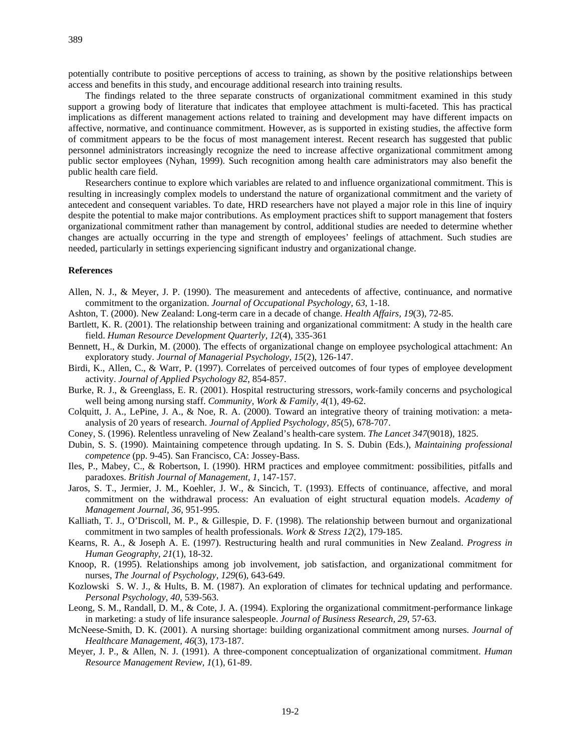potentially contribute to positive perceptions of access to training, as shown by the positive relationships between access and benefits in this study, and encourage additional research into training results.

The findings related to the three separate constructs of organizational commitment examined in this study support a growing body of literature that indicates that employee attachment is multi-faceted. This has practical implications as different management actions related to training and development may have different impacts on affective, normative, and continuance commitment. However, as is supported in existing studies, the affective form of commitment appears to be the focus of most management interest. Recent research has suggested that public personnel administrators increasingly recognize the need to increase affective organizational commitment among public sector employees (Nyhan, 1999). Such recognition among health care administrators may also benefit the public health care field.

Researchers continue to explore which variables are related to and influence organizational commitment. This is resulting in increasingly complex models to understand the nature of organizational commitment and the variety of antecedent and consequent variables. To date, HRD researchers have not played a major role in this line of inquiry despite the potential to make major contributions. As employment practices shift to support management that fosters organizational commitment rather than management by control, additional studies are needed to determine whether changes are actually occurring in the type and strength of employees' feelings of attachment. Such studies are needed, particularly in settings experiencing significant industry and organizational change.

### References

Allen, N. J., & Meyer, J. P. (1990). The measurement and antecedents of affective, continuance, and normative commitment to the organization. *Journal of Occupational Psychology, 63*, 1-18.

Ashton, T. (2000). New Zealand: Long-term care in a decade of change. *Health Affairs, 19*(3), 72-85.

Bartlett, K. R. (2001). The relationship between training and organizational commitment: A study in the health care field. *Human Resource Development Quarterly, 12*(4), 335-361

Bennett, H., & Durkin, M. (2000). The effects of organizational change on employee psychological attachment: An exploratory study. *Journal of Managerial Psychology, 15*(2), 126-147.

Birdi, K., Allen, C., & Warr, P. (1997). Correlates of perceived outcomes of four types of employee development activity. *Journal of Applied Psychology 82*, 854-857.

Burke, R. J., & Greenglass, E. R. (2001). Hospital restructuring stressors, work-family concerns and psychological well being among nursing staff. *Community, Work & Family, 4*(1), 49-62.

Colquitt, J. A., LePine, J. A., & Noe, R. A. (2000). Toward an integrative theory of training motivation: a meta-analysis of 20 years of research. *Journal of Applied Psychology, 85*(5), 678-707.

Coney, S. (1996). Relentless unraveling of New Zealand's health-care system. *The Lancet 347*(9018), 1825.

Dubin, S. S. (1990). Maintaining competence through updating. In S. S. Dubin (Eds.), *Maintaining professional competence* (pp. 9-45). San Francisco, CA: Jossey-Bass.

Iles, P., Mabey, C., & Robertson, I. (1990). HRM practices and employee commitment: possibilities, pitfalls and paradoxes. *British Journal of Management, 1*, 147-157.

Jaros, S. T., Jermier, J. M., Koehler, J. W., & Sincich, T. (1993). Effects of continuance, affective, and moral commitment on the withdrawal process: An evaluation of eight structural equation models. *Academy of Management Journal, 36*, 951-995.

Kalliath, T. J., O'Driscoll, M. P., & Gillespie, D. F. (1998). The relationship between burnout and organizational commitment in two samples of health professionals. *Work & Stress 12*(2), 179-185.

Kearns, R. A., & Joseph A. E. (1997). Restructuring health and rural communities in New Zealand. *Progress in Human Geography, 21*(1), 18-32.

Knoop, R. (1995). Relationships among job involvement, job satisfaction, and organizational commitment for nurses, *The Journal of Psychology, 129*(6), 643-649.

Kozlowski S. W. J., & Hults, B. M. (1987). An exploration of climates for technical updating and performance. *Personal Psychology, 40*, 539-563.

Leong, S. M., Randall, D. M., & Cote, J. A. (1994). Exploring the organizational commitment-performance linkage in marketing: a study of life insurance salespeople. *Journal of Business Research, 29*, 57-63.

McNeese-Smith, D. K. (2001). A nursing shortage: building organizational commitment among nurses. *Journal of Healthcare Management, 46*(3), 173-187.

Meyer, J. P., & Allen, N. J. (1991). A three-component conceptualization of organizational commitment. *Human Resource Management Review, 1*(1), 61-89.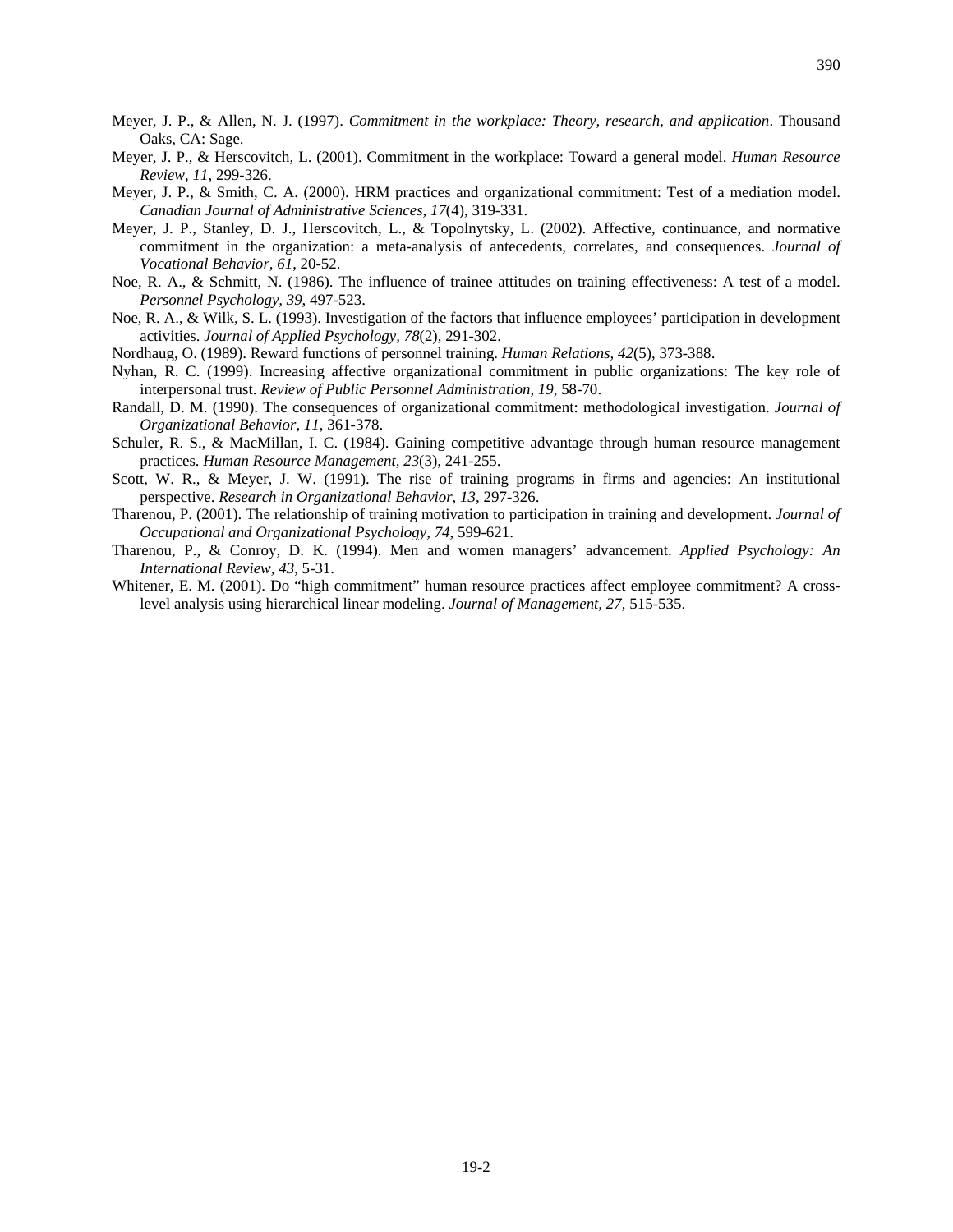Meyer, J. P., & Allen, N. J. (1997). *Commitment in the workplace: Theory, research, and application*. Thousand Oaks, CA: Sage.

Meyer, J. P., & Herscovitch, L. (2001). Commitment in the workplace: Toward a general model. *Human Resource Review, 11*, 299-326.

Meyer, J. P., & Smith, C. A. (2000). HRM practices and organizational commitment: Test of a mediation model. *Canadian Journal of Administrative Sciences, 17*(4), 319-331.

Meyer, J. P., Stanley, D. J., Herscovitch, L., & Topolnytsky, L. (2002). Affective, continuance, and normative commitment in the organization: a meta-analysis of antecedents, correlates, and consequences. *Journal of Vocational Behavior, 61*, 20-52.

Noe, R. A., & Schmitt, N. (1986). The influence of trainee attitudes on training effectiveness: A test of a model. *Personnel Psychology, 39*, 497-523.

Noe, R. A., & Wilk, S. L. (1993). Investigation of the factors that influence employees' participation in development activities. *Journal of Applied Psychology, 78*(2), 291-302.

Nordhaug, O. (1989). Reward functions of personnel training. *Human Relations, 42*(5), 373-388.

Nyhan, R. C. (1999). Increasing affective organizational commitment in public organizations: The key role of interpersonal trust. *Review of Public Personnel Administration, 19*, 58-70.

Randall, D. M. (1990). The consequences of organizational commitment: methodological investigation. *Journal of Organizational Behavior, 11*, 361-378.

Schuler, R. S., & MacMillan, I. C. (1984). Gaining competitive advantage through human resource management practices. *Human Resource Management, 23*(3), 241-255.

Scott, W. R., & Meyer, J. W. (1991). The rise of training programs in firms and agencies: An institutional perspective. *Research in Organizational Behavior, 13*, 297-326.

Tharenou, P. (2001). The relationship of training motivation to participation in training and development. *Journal of Occupational and Organizational Psychology, 74*, 599-621.

Tharenou, P., & Conroy, D. K. (1994). Men and women managers' advancement. *Applied Psychology: An International Review, 43*, 5-31.

Whitener, E. M. (2001). Do "high commitment" human resource practices affect employee commitment? A cross-level analysis using hierarchical linear modeling. *Journal of Management, 27*, 515-535.